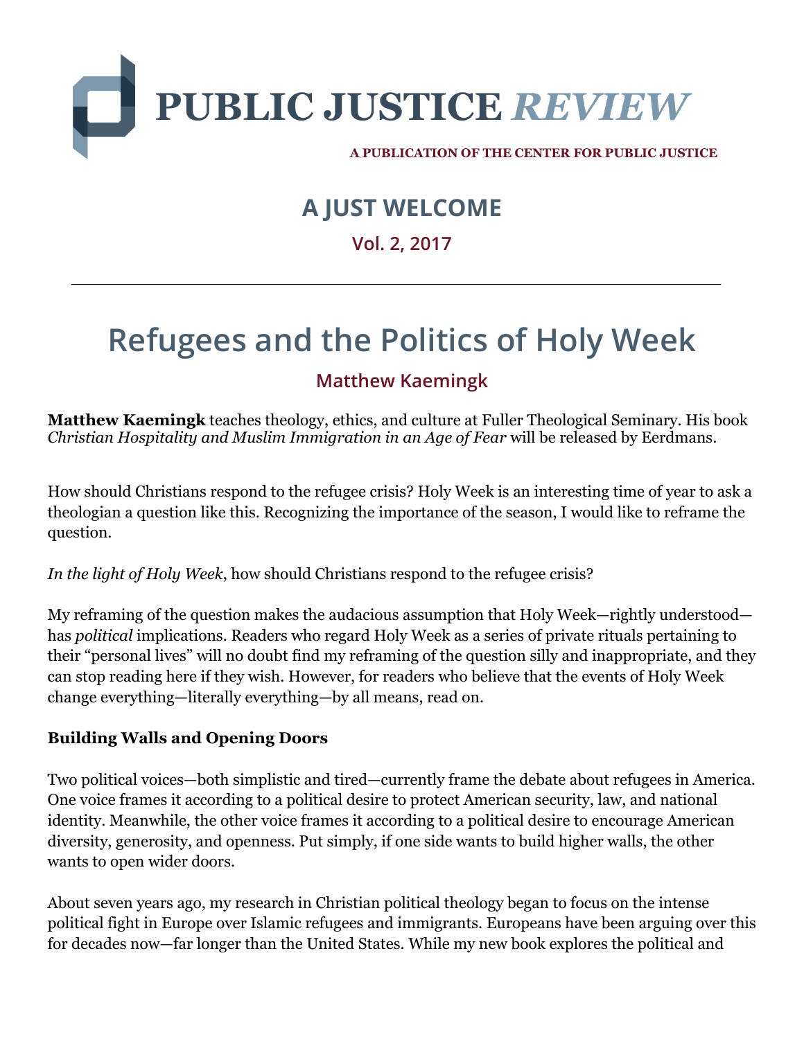# PUBLIC JUSTICE *REVIEW*

A PUBLICATION OF THE CENTER FOR PUBLIC JUSTICE

## A JUST WELCOME

Vol. 2, 2017

---

# Refugees and the Politics of Holy Week

## Matthew Kaemingk

**Matthew Kaemingk** teaches theology, ethics, and culture at Fuller Theological Seminary. His book *Christian Hospitality and Muslim Immigration in an Age of Fear* will be released by Eerdmans.

How should Christians respond to the refugee crisis? Holy Week is an interesting time of year to ask a theologian a question like this. Recognizing the importance of the season, I would like to reframe the question.

*In the light of Holy Week*, how should Christians respond to the refugee crisis?

My reframing of the question makes the audacious assumption that Holy Week—rightly understood—has *political* implications. Readers who regard Holy Week as a series of private rituals pertaining to their "personal lives" will no doubt find my reframing of the question silly and inappropriate, and they can stop reading here if they wish. However, for readers who believe that the events of Holy Week change everything—literally everything—by all means, read on.

### Building Walls and Opening Doors

Two political voices—both simplistic and tired—currently frame the debate about refugees in America. One voice frames it according to a political desire to protect American security, law, and national identity. Meanwhile, the other voice frames it according to a political desire to encourage American diversity, generosity, and openness. Put simply, if one side wants to build higher walls, the other wants to open wider doors.

About seven years ago, my research in Christian political theology began to focus on the intense political fight in Europe over Islamic refugees and immigrants. Europeans have been arguing over this for decades now—far longer than the United States. While my new book explores the political and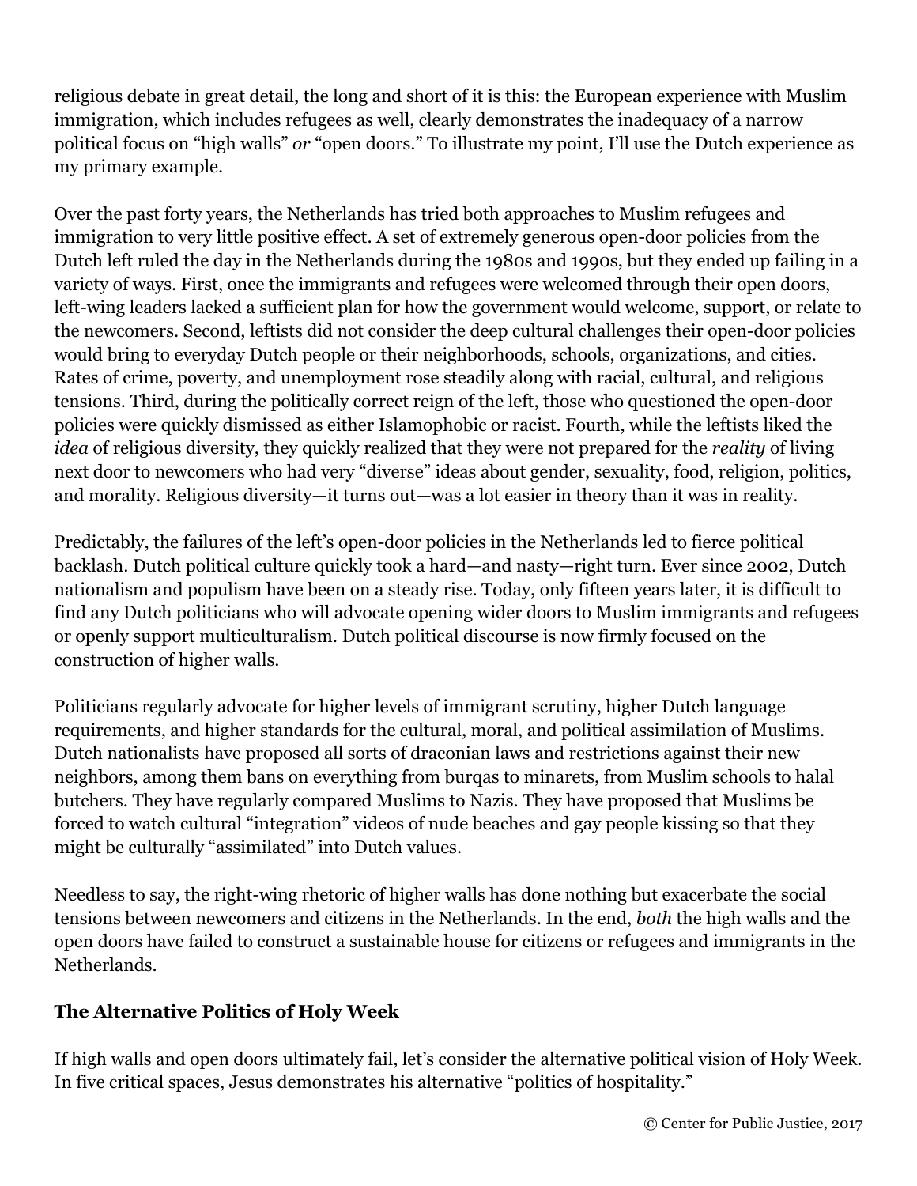religious debate in great detail, the long and short of it is this: the European experience with Muslim immigration, which includes refugees as well, clearly demonstrates the inadequacy of a narrow political focus on "high walls" *or* "open doors." To illustrate my point, I'll use the Dutch experience as my primary example.

Over the past forty years, the Netherlands has tried both approaches to Muslim refugees and immigration to very little positive effect. A set of extremely generous open-door policies from the Dutch left ruled the day in the Netherlands during the 1980s and 1990s, but they ended up failing in a variety of ways. First, once the immigrants and refugees were welcomed through their open doors, left-wing leaders lacked a sufficient plan for how the government would welcome, support, or relate to the newcomers. Second, leftists did not consider the deep cultural challenges their open-door policies would bring to everyday Dutch people or their neighborhoods, schools, organizations, and cities. Rates of crime, poverty, and unemployment rose steadily along with racial, cultural, and religious tensions. Third, during the politically correct reign of the left, those who questioned the open-door policies were quickly dismissed as either Islamophobic or racist. Fourth, while the leftists liked the *idea* of religious diversity, they quickly realized that they were not prepared for the *reality* of living next door to newcomers who had very "diverse" ideas about gender, sexuality, food, religion, politics, and morality. Religious diversity—it turns out—was a lot easier in theory than it was in reality.

Predictably, the failures of the left's open-door policies in the Netherlands led to fierce political backlash. Dutch political culture quickly took a hard—and nasty—right turn. Ever since 2002, Dutch nationalism and populism have been on a steady rise. Today, only fifteen years later, it is difficult to find any Dutch politicians who will advocate opening wider doors to Muslim immigrants and refugees or openly support multiculturalism. Dutch political discourse is now firmly focused on the construction of higher walls.

Politicians regularly advocate for higher levels of immigrant scrutiny, higher Dutch language requirements, and higher standards for the cultural, moral, and political assimilation of Muslims. Dutch nationalists have proposed all sorts of draconian laws and restrictions against their new neighbors, among them bans on everything from burqas to minarets, from Muslim schools to halal butchers. They have regularly compared Muslims to Nazis. They have proposed that Muslims be forced to watch cultural "integration" videos of nude beaches and gay people kissing so that they might be culturally "assimilated" into Dutch values.

Needless to say, the right-wing rhetoric of higher walls has done nothing but exacerbate the social tensions between newcomers and citizens in the Netherlands. In the end, *both* the high walls and the open doors have failed to construct a sustainable house for citizens or refugees and immigrants in the Netherlands.

### The Alternative Politics of Holy Week

If high walls and open doors ultimately fail, let's consider the alternative political vision of Holy Week. In five critical spaces, Jesus demonstrates his alternative "politics of hospitality."

© Center for Public Justice, 2017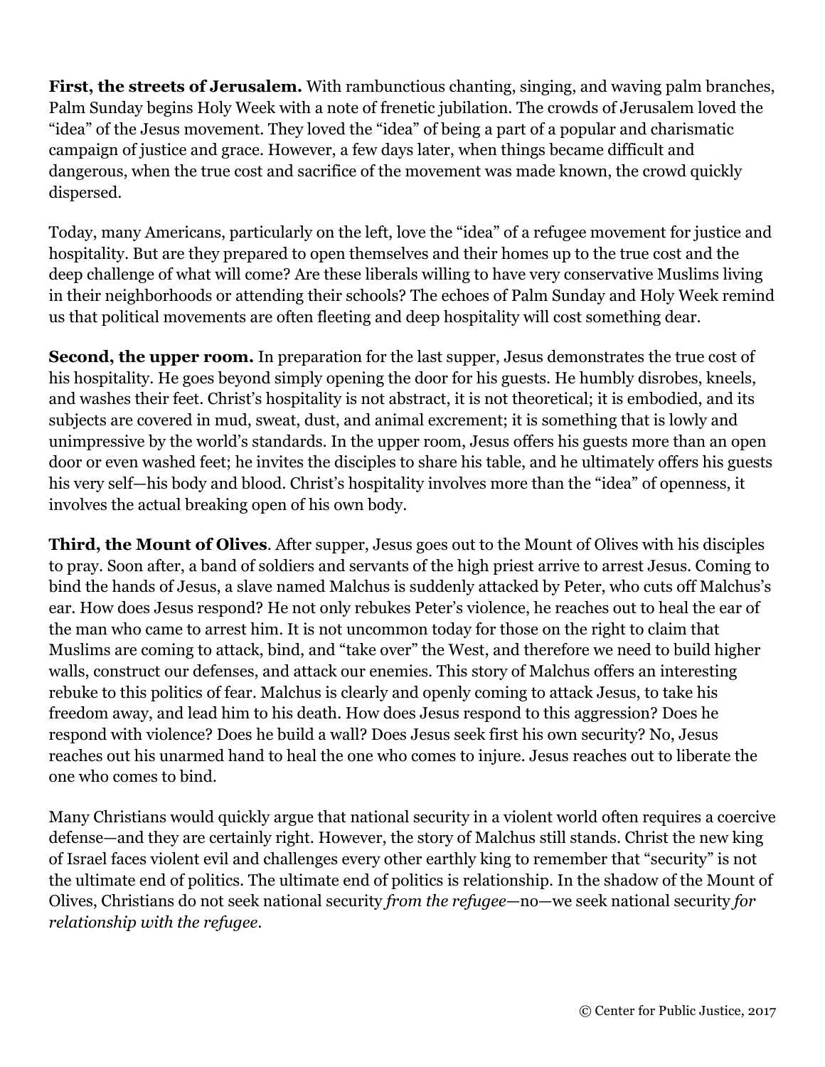**First, the streets of Jerusalem.** With rambunctious chanting, singing, and waving palm branches, Palm Sunday begins Holy Week with a note of frenetic jubilation. The crowds of Jerusalem loved the "idea" of the Jesus movement. They loved the "idea" of being a part of a popular and charismatic campaign of justice and grace. However, a few days later, when things became difficult and dangerous, when the true cost and sacrifice of the movement was made known, the crowd quickly dispersed.

Today, many Americans, particularly on the left, love the "idea" of a refugee movement for justice and hospitality. But are they prepared to open themselves and their homes up to the true cost and the deep challenge of what will come? Are these liberals willing to have very conservative Muslims living in their neighborhoods or attending their schools? The echoes of Palm Sunday and Holy Week remind us that political movements are often fleeting and deep hospitality will cost something dear.

**Second, the upper room.** In preparation for the last supper, Jesus demonstrates the true cost of his hospitality. He goes beyond simply opening the door for his guests. He humbly disrobes, kneels, and washes their feet. Christ's hospitality is not abstract, it is not theoretical; it is embodied, and its subjects are covered in mud, sweat, dust, and animal excrement; it is something that is lowly and unimpressive by the world's standards. In the upper room, Jesus offers his guests more than an open door or even washed feet; he invites the disciples to share his table, and he ultimately offers his guests his very self—his body and blood. Christ's hospitality involves more than the "idea" of openness, it involves the actual breaking open of his own body.

**Third, the Mount of Olives**. After supper, Jesus goes out to the Mount of Olives with his disciples to pray. Soon after, a band of soldiers and servants of the high priest arrive to arrest Jesus. Coming to bind the hands of Jesus, a slave named Malchus is suddenly attacked by Peter, who cuts off Malchus's ear. How does Jesus respond? He not only rebukes Peter's violence, he reaches out to heal the ear of the man who came to arrest him. It is not uncommon today for those on the right to claim that Muslims are coming to attack, bind, and "take over" the West, and therefore we need to build higher walls, construct our defenses, and attack our enemies. This story of Malchus offers an interesting rebuke to this politics of fear. Malchus is clearly and openly coming to attack Jesus, to take his freedom away, and lead him to his death. How does Jesus respond to this aggression? Does he respond with violence? Does he build a wall? Does Jesus seek first his own security? No, Jesus reaches out his unarmed hand to heal the one who comes to injure. Jesus reaches out to liberate the one who comes to bind.

Many Christians would quickly argue that national security in a violent world often requires a coercive defense—and they are certainly right. However, the story of Malchus still stands. Christ the new king of Israel faces violent evil and challenges every other earthly king to remember that "security" is not the ultimate end of politics. The ultimate end of politics is relationship. In the shadow of the Mount of Olives, Christians do not seek national security *from the refugee*—no—we seek national security *for relationship with the refugee*.

© Center for Public Justice, 2017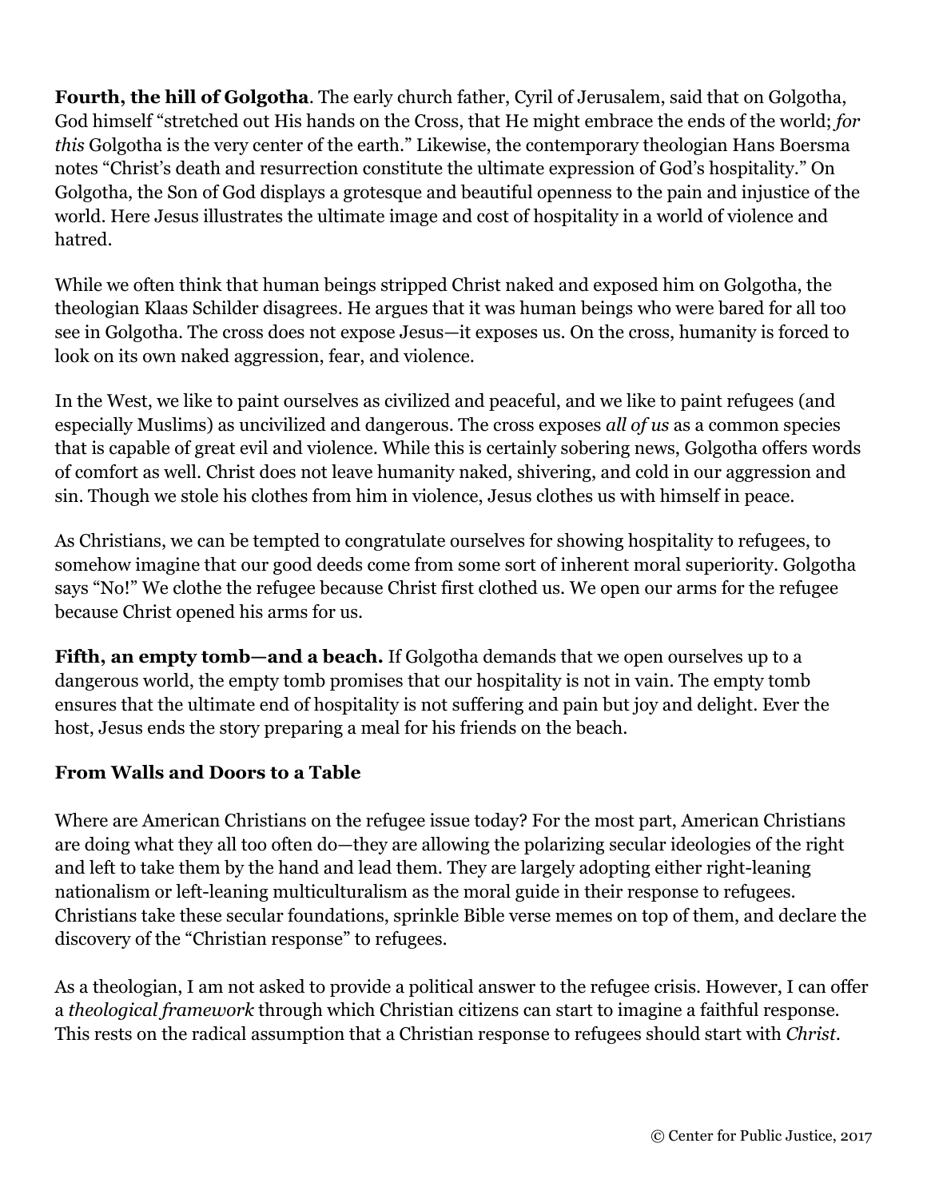**Fourth, the hill of Golgotha**. The early church father, Cyril of Jerusalem, said that on Golgotha, God himself "stretched out His hands on the Cross, that He might embrace the ends of the world; *for this* Golgotha is the very center of the earth." Likewise, the contemporary theologian Hans Boersma notes "Christ's death and resurrection constitute the ultimate expression of God's hospitality." On Golgotha, the Son of God displays a grotesque and beautiful openness to the pain and injustice of the world. Here Jesus illustrates the ultimate image and cost of hospitality in a world of violence and hatred.

While we often think that human beings stripped Christ naked and exposed him on Golgotha, the theologian Klaas Schilder disagrees. He argues that it was human beings who were bared for all too see in Golgotha. The cross does not expose Jesus—it exposes us. On the cross, humanity is forced to look on its own naked aggression, fear, and violence.

In the West, we like to paint ourselves as civilized and peaceful, and we like to paint refugees (and especially Muslims) as uncivilized and dangerous. The cross exposes *all of us* as a common species that is capable of great evil and violence. While this is certainly sobering news, Golgotha offers words of comfort as well. Christ does not leave humanity naked, shivering, and cold in our aggression and sin. Though we stole his clothes from him in violence, Jesus clothes us with himself in peace.

As Christians, we can be tempted to congratulate ourselves for showing hospitality to refugees, to somehow imagine that our good deeds come from some sort of inherent moral superiority. Golgotha says "No!" We clothe the refugee because Christ first clothed us. We open our arms for the refugee because Christ opened his arms for us.

**Fifth, an empty tomb—and a beach.** If Golgotha demands that we open ourselves up to a dangerous world, the empty tomb promises that our hospitality is not in vain. The empty tomb ensures that the ultimate end of hospitality is not suffering and pain but joy and delight. Ever the host, Jesus ends the story preparing a meal for his friends on the beach.

### From Walls and Doors to a Table

Where are American Christians on the refugee issue today? For the most part, American Christians are doing what they all too often do—they are allowing the polarizing secular ideologies of the right and left to take them by the hand and lead them. They are largely adopting either right-leaning nationalism or left-leaning multiculturalism as the moral guide in their response to refugees. Christians take these secular foundations, sprinkle Bible verse memes on top of them, and declare the discovery of the "Christian response" to refugees.

As a theologian, I am not asked to provide a political answer to the refugee crisis. However, I can offer a *theological framework* through which Christian citizens can start to imagine a faithful response. This rests on the radical assumption that a Christian response to refugees should start with *Christ*.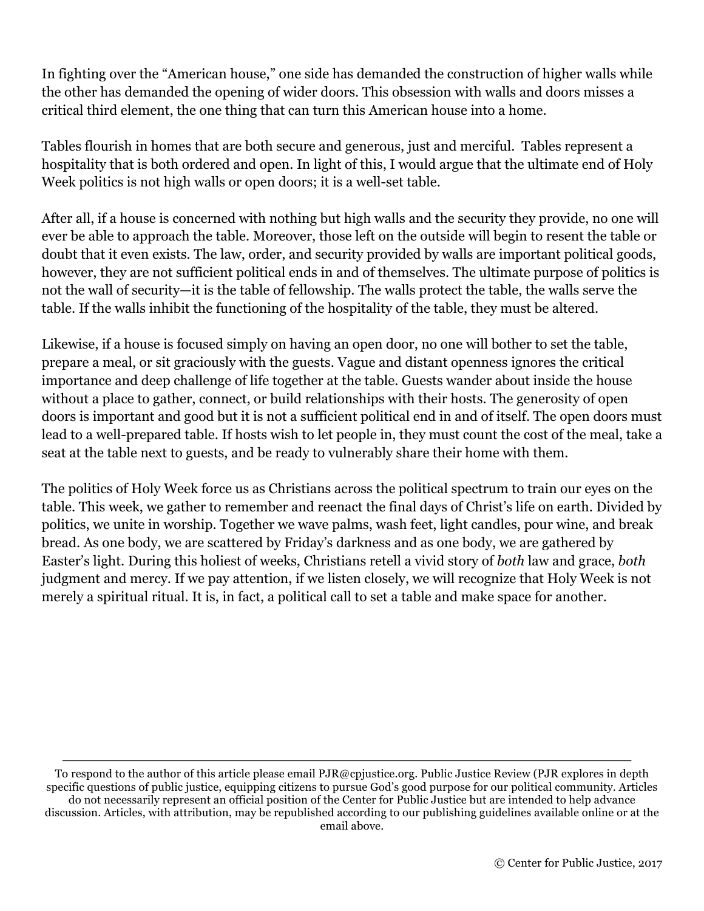In fighting over the "American house," one side has demanded the construction of higher walls while the other has demanded the opening of wider doors. This obsession with walls and doors misses a critical third element, the one thing that can turn this American house into a home.

Tables flourish in homes that are both secure and generous, just and merciful. Tables represent a hospitality that is both ordered and open. In light of this, I would argue that the ultimate end of Holy Week politics is not high walls or open doors; it is a well-set table.

After all, if a house is concerned with nothing but high walls and the security they provide, no one will ever be able to approach the table. Moreover, those left on the outside will begin to resent the table or doubt that it even exists. The law, order, and security provided by walls are important political goods, however, they are not sufficient political ends in and of themselves. The ultimate purpose of politics is not the wall of security—it is the table of fellowship. The walls protect the table, the walls serve the table. If the walls inhibit the functioning of the hospitality of the table, they must be altered.

Likewise, if a house is focused simply on having an open door, no one will bother to set the table, prepare a meal, or sit graciously with the guests. Vague and distant openness ignores the critical importance and deep challenge of life together at the table. Guests wander about inside the house without a place to gather, connect, or build relationships with their hosts. The generosity of open doors is important and good but it is not a sufficient political end in and of itself. The open doors must lead to a well-prepared table. If hosts wish to let people in, they must count the cost of the meal, take a seat at the table next to guests, and be ready to vulnerably share their home with them.

The politics of Holy Week force us as Christians across the political spectrum to train our eyes on the table. This week, we gather to remember and reenact the final days of Christ's life on earth. Divided by politics, we unite in worship. Together we wave palms, wash feet, light candles, pour wine, and break bread. As one body, we are scattered by Friday's darkness and as one body, we are gathered by Easter's light. During this holiest of weeks, Christians retell a vivid story of *both* law and grace, *both* judgment and mercy. If we pay attention, if we listen closely, we will recognize that Holy Week is not merely a spiritual ritual. It is, in fact, a political call to set a table and make space for another.

---

To respond to the author of this article please email PJR@cpjustice.org. Public Justice Review (PJR explores in depth specific questions of public justice, equipping citizens to pursue God's good purpose for our political community. Articles do not necessarily represent an official position of the Center for Public Justice but are intended to help advance discussion. Articles, with attribution, may be republished according to our publishing guidelines available online or at the email above.

© Center for Public Justice, 2017